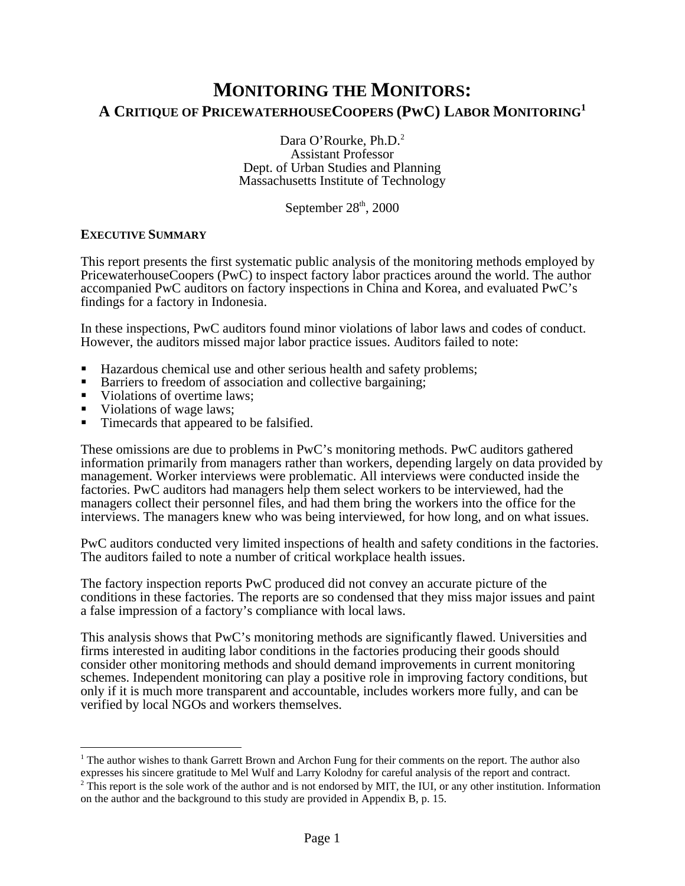# MONITORING THE MONITORS:
## A CRITIQUE OF PRICEWATERHOUSECOOPERS (PWC) LABOR MONITORING[1]

Dara O'Rourke, Ph.D.[2]
Assistant Professor
Dept. of Urban Studies and Planning
Massachusetts Institute of Technology

September 28th, 2000

### EXECUTIVE SUMMARY

This report presents the first systematic public analysis of the monitoring methods employed by PricewaterhouseCoopers (PwC) to inspect factory labor practices around the world. The author accompanied PwC auditors on factory inspections in China and Korea, and evaluated PwC's findings for a factory in Indonesia.

In these inspections, PwC auditors found minor violations of labor laws and codes of conduct. However, the auditors missed major labor practice issues. Auditors failed to note:

- Hazardous chemical use and other serious health and safety problems;
- Barriers to freedom of association and collective bargaining;
- Violations of overtime laws;
- Violations of wage laws;
- Timecards that appeared to be falsified.

These omissions are due to problems in PwC's monitoring methods. PwC auditors gathered information primarily from managers rather than workers, depending largely on data provided by management. Worker interviews were problematic. All interviews were conducted inside the factories. PwC auditors had managers help them select workers to be interviewed, had the managers collect their personnel files, and had them bring the workers into the office for the interviews. The managers knew who was being interviewed, for how long, and on what issues.

PwC auditors conducted very limited inspections of health and safety conditions in the factories. The auditors failed to note a number of critical workplace health issues.

The factory inspection reports PwC produced did not convey an accurate picture of the conditions in these factories. The reports are so condensed that they miss major issues and paint a false impression of a factory's compliance with local laws.

This analysis shows that PwC's monitoring methods are significantly flawed. Universities and firms interested in auditing labor conditions in the factories producing their goods should consider other monitoring methods and should demand improvements in current monitoring schemes. Independent monitoring can play a positive role in improving factory conditions, but only if it is much more transparent and accountable, includes workers more fully, and can be verified by local NGOs and workers themselves.

---

[1] The author wishes to thank Garrett Brown and Archon Fung for their comments on the report. The author also expresses his sincere gratitude to Mel Wulf and Larry Kolodny for careful analysis of the report and contract.

[2] This report is the sole work of the author and is not endorsed by MIT, the IUI, or any other institution. Information on the author and the background to this study are provided in Appendix B, p. 15.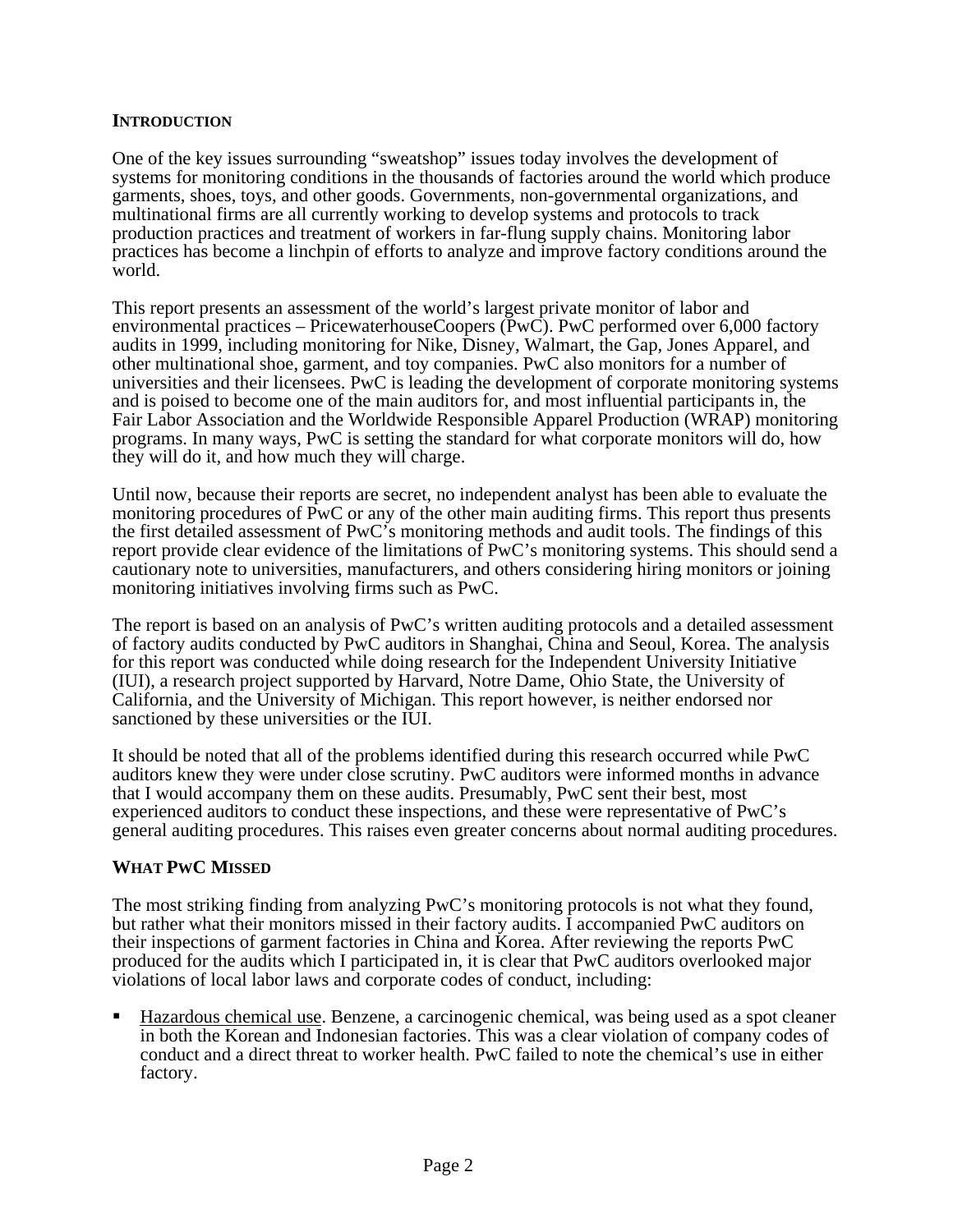## Introduction

One of the key issues surrounding "sweatshop" issues today involves the development of systems for monitoring conditions in the thousands of factories around the world which produce garments, shoes, toys, and other goods. Governments, non-governmental organizations, and multinational firms are all currently working to develop systems and protocols to track production practices and treatment of workers in far-flung supply chains. Monitoring labor practices has become a linchpin of efforts to analyze and improve factory conditions around the world.

This report presents an assessment of the world's largest private monitor of labor and environmental practices – PricewaterhouseCoopers (PwC). PwC performed over 6,000 factory audits in 1999, including monitoring for Nike, Disney, Walmart, the Gap, Jones Apparel, and other multinational shoe, garment, and toy companies. PwC also monitors for a number of universities and their licensees. PwC is leading the development of corporate monitoring systems and is poised to become one of the main auditors for, and most influential participants in, the Fair Labor Association and the Worldwide Responsible Apparel Production (WRAP) monitoring programs. In many ways, PwC is setting the standard for what corporate monitors will do, how they will do it, and how much they will charge.

Until now, because their reports are secret, no independent analyst has been able to evaluate the monitoring procedures of PwC or any of the other main auditing firms. This report thus presents the first detailed assessment of PwC's monitoring methods and audit tools. The findings of this report provide clear evidence of the limitations of PwC's monitoring systems. This should send a cautionary note to universities, manufacturers, and others considering hiring monitors or joining monitoring initiatives involving firms such as PwC.

The report is based on an analysis of PwC's written auditing protocols and a detailed assessment of factory audits conducted by PwC auditors in Shanghai, China and Seoul, Korea. The analysis for this report was conducted while doing research for the Independent University Initiative (IUI), a research project supported by Harvard, Notre Dame, Ohio State, the University of California, and the University of Michigan. This report however, is neither endorsed nor sanctioned by these universities or the IUI.

It should be noted that all of the problems identified during this research occurred while PwC auditors knew they were under close scrutiny. PwC auditors were informed months in advance that I would accompany them on these audits. Presumably, PwC sent their best, most experienced auditors to conduct these inspections, and these were representative of PwC's general auditing procedures. This raises even greater concerns about normal auditing procedures.

## What PwC Missed

The most striking finding from analyzing PwC's monitoring protocols is not what they found, but rather what their monitors missed in their factory audits. I accompanied PwC auditors on their inspections of garment factories in China and Korea. After reviewing the reports PwC produced for the audits which I participated in, it is clear that PwC auditors overlooked major violations of local labor laws and corporate codes of conduct, including:

- Hazardous chemical use. Benzene, a carcinogenic chemical, was being used as a spot cleaner in both the Korean and Indonesian factories. This was a clear violation of company codes of conduct and a direct threat to worker health. PwC failed to note the chemical's use in either factory.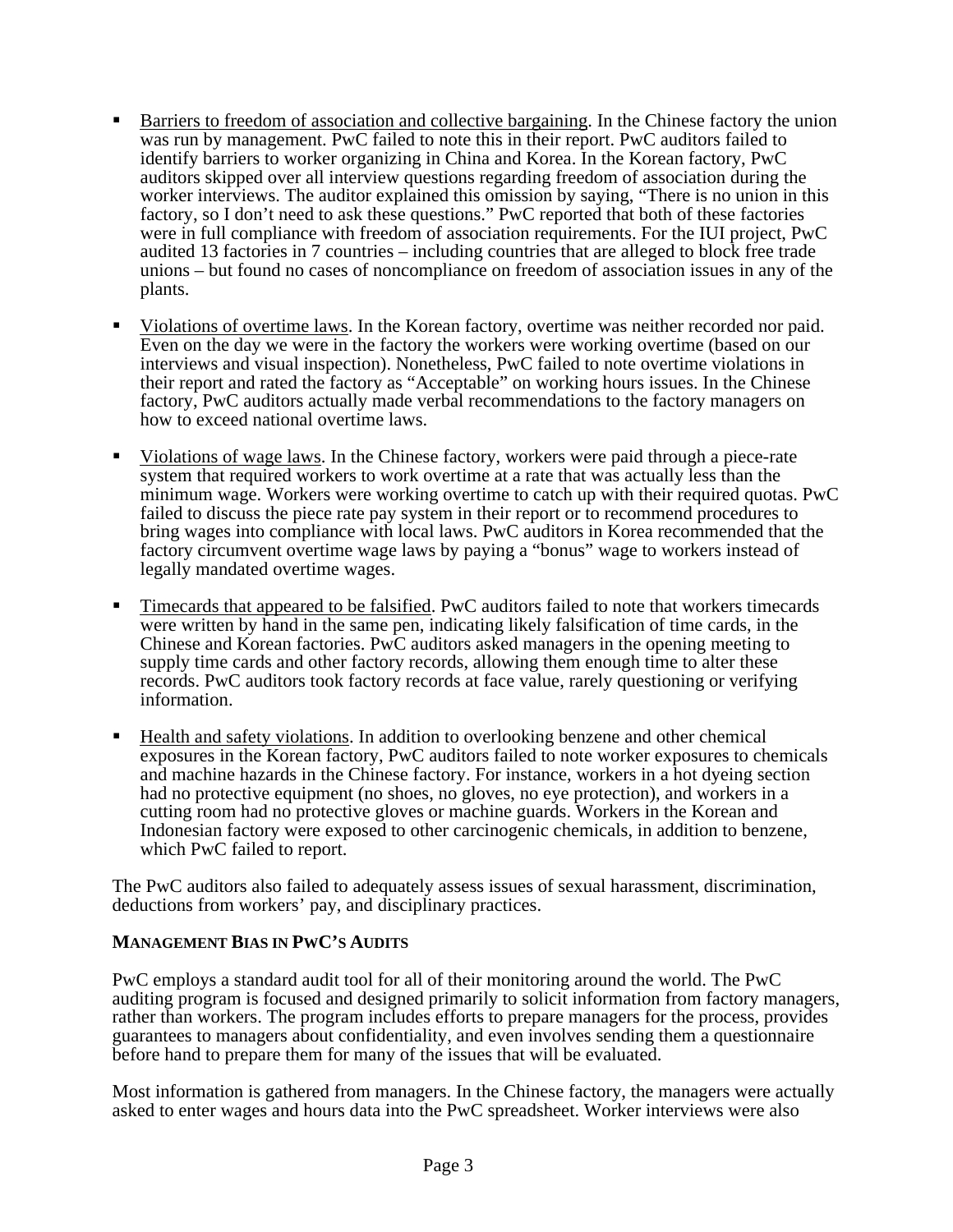- Barriers to freedom of association and collective bargaining. In the Chinese factory the union was run by management. PwC failed to note this in their report. PwC auditors failed to identify barriers to worker organizing in China and Korea. In the Korean factory, PwC auditors skipped over all interview questions regarding freedom of association during the worker interviews. The auditor explained this omission by saying, "There is no union in this factory, so I don't need to ask these questions." PwC reported that both of these factories were in full compliance with freedom of association requirements. For the IUI project, PwC audited 13 factories in 7 countries – including countries that are alleged to block free trade unions – but found no cases of noncompliance on freedom of association issues in any of the plants.

- Violations of overtime laws. In the Korean factory, overtime was neither recorded nor paid. Even on the day we were in the factory the workers were working overtime (based on our interviews and visual inspection). Nonetheless, PwC failed to note overtime violations in their report and rated the factory as "Acceptable" on working hours issues. In the Chinese factory, PwC auditors actually made verbal recommendations to the factory managers on how to exceed national overtime laws.

- Violations of wage laws. In the Chinese factory, workers were paid through a piece-rate system that required workers to work overtime at a rate that was actually less than the minimum wage. Workers were working overtime to catch up with their required quotas. PwC failed to discuss the piece rate pay system in their report or to recommend procedures to bring wages into compliance with local laws. PwC auditors in Korea recommended that the factory circumvent overtime wage laws by paying a "bonus" wage to workers instead of legally mandated overtime wages.

- Timecards that appeared to be falsified. PwC auditors failed to note that workers timecards were written by hand in the same pen, indicating likely falsification of time cards, in the Chinese and Korean factories. PwC auditors asked managers in the opening meeting to supply time cards and other factory records, allowing them enough time to alter these records. PwC auditors took factory records at face value, rarely questioning or verifying information.

- Health and safety violations. In addition to overlooking benzene and other chemical exposures in the Korean factory, PwC auditors failed to note worker exposures to chemicals and machine hazards in the Chinese factory. For instance, workers in a hot dyeing section had no protective equipment (no shoes, no gloves, no eye protection), and workers in a cutting room had no protective gloves or machine guards. Workers in the Korean and Indonesian factory were exposed to other carcinogenic chemicals, in addition to benzene, which PwC failed to report.

The PwC auditors also failed to adequately assess issues of sexual harassment, discrimination, deductions from workers' pay, and disciplinary practices.

## MANAGEMENT BIAS IN PWC'S AUDITS

PwC employs a standard audit tool for all of their monitoring around the world. The PwC auditing program is focused and designed primarily to solicit information from factory managers, rather than workers. The program includes efforts to prepare managers for the process, provides guarantees to managers about confidentiality, and even involves sending them a questionnaire before hand to prepare them for many of the issues that will be evaluated.

Most information is gathered from managers. In the Chinese factory, the managers were actually asked to enter wages and hours data into the PwC spreadsheet. Worker interviews were also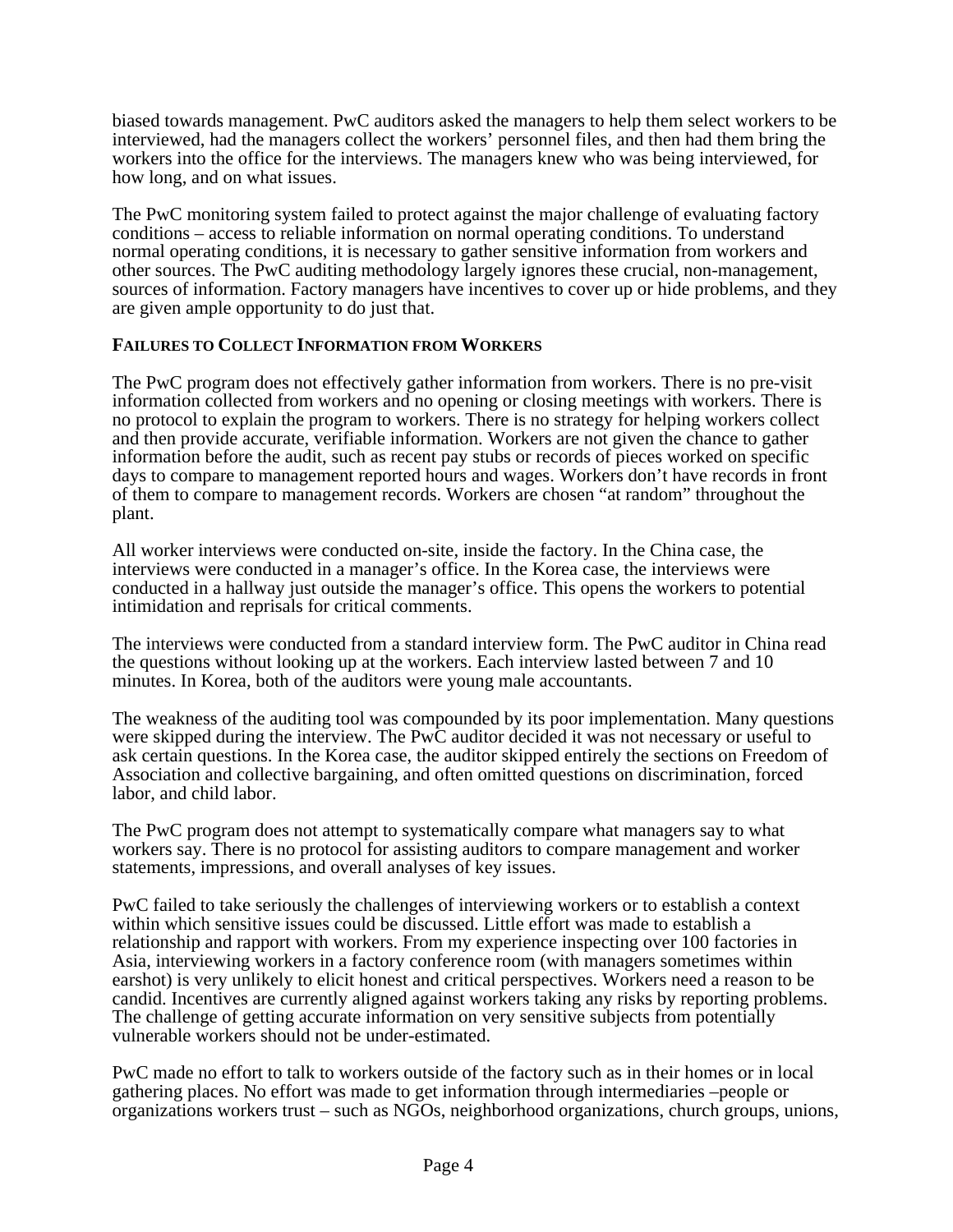biased towards management. PwC auditors asked the managers to help them select workers to be interviewed, had the managers collect the workers' personnel files, and then had them bring the workers into the office for the interviews. The managers knew who was being interviewed, for how long, and on what issues.

The PwC monitoring system failed to protect against the major challenge of evaluating factory conditions – access to reliable information on normal operating conditions. To understand normal operating conditions, it is necessary to gather sensitive information from workers and other sources. The PwC auditing methodology largely ignores these crucial, non-management, sources of information. Factory managers have incentives to cover up or hide problems, and they are given ample opportunity to do just that.

**FAILURES TO COLLECT INFORMATION FROM WORKERS**

The PwC program does not effectively gather information from workers. There is no pre-visit information collected from workers and no opening or closing meetings with workers. There is no protocol to explain the program to workers. There is no strategy for helping workers collect and then provide accurate, verifiable information. Workers are not given the chance to gather information before the audit, such as recent pay stubs or records of pieces worked on specific days to compare to management reported hours and wages. Workers don't have records in front of them to compare to management records. Workers are chosen "at random" throughout the plant.

All worker interviews were conducted on-site, inside the factory. In the China case, the interviews were conducted in a manager's office. In the Korea case, the interviews were conducted in a hallway just outside the manager's office. This opens the workers to potential intimidation and reprisals for critical comments.

The interviews were conducted from a standard interview form. The PwC auditor in China read the questions without looking up at the workers. Each interview lasted between 7 and 10 minutes. In Korea, both of the auditors were young male accountants.

The weakness of the auditing tool was compounded by its poor implementation. Many questions were skipped during the interview. The PwC auditor decided it was not necessary or useful to ask certain questions. In the Korea case, the auditor skipped entirely the sections on Freedom of Association and collective bargaining, and often omitted questions on discrimination, forced labor, and child labor.

The PwC program does not attempt to systematically compare what managers say to what workers say. There is no protocol for assisting auditors to compare management and worker statements, impressions, and overall analyses of key issues.

PwC failed to take seriously the challenges of interviewing workers or to establish a context within which sensitive issues could be discussed. Little effort was made to establish a relationship and rapport with workers. From my experience inspecting over 100 factories in Asia, interviewing workers in a factory conference room (with managers sometimes within earshot) is very unlikely to elicit honest and critical perspectives. Workers need a reason to be candid. Incentives are currently aligned against workers taking any risks by reporting problems. The challenge of getting accurate information on very sensitive subjects from potentially vulnerable workers should not be under-estimated.

PwC made no effort to talk to workers outside of the factory such as in their homes or in local gathering places. No effort was made to get information through intermediaries –people or organizations workers trust – such as NGOs, neighborhood organizations, church groups, unions,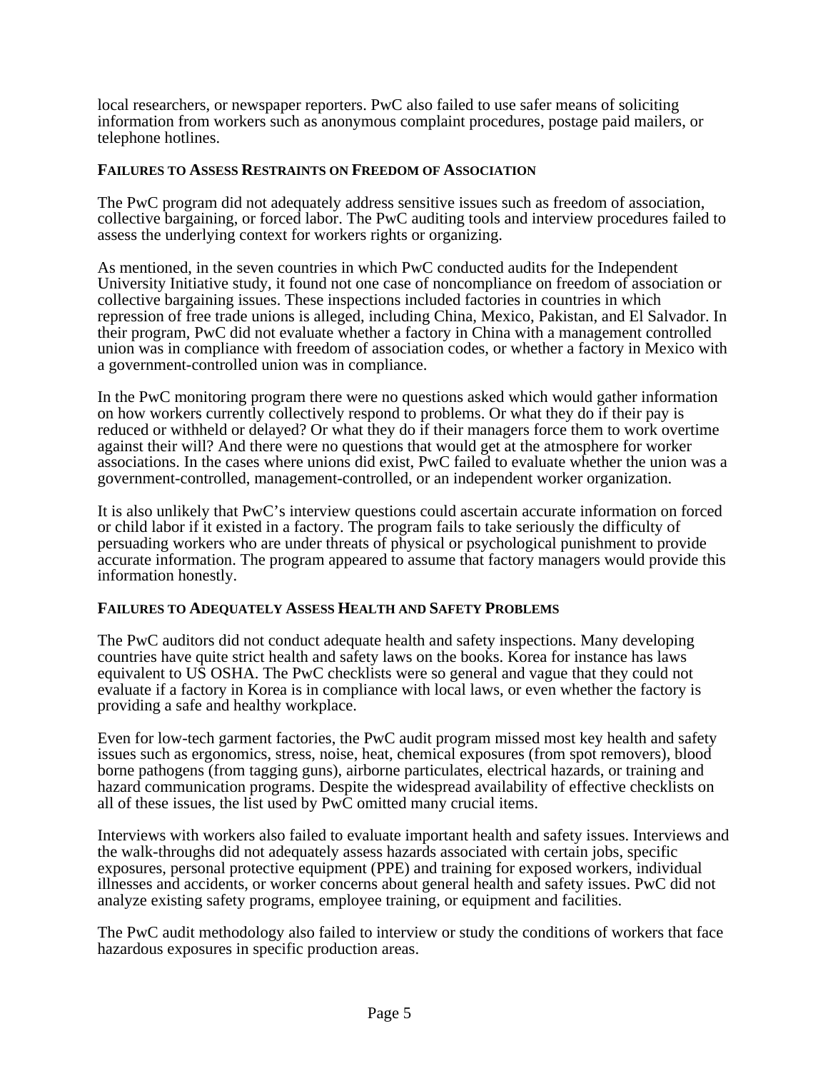local researchers, or newspaper reporters. PwC also failed to use safer means of soliciting information from workers such as anonymous complaint procedures, postage paid mailers, or telephone hotlines.

### FAILURES TO ASSESS RESTRAINTS ON FREEDOM OF ASSOCIATION

The PwC program did not adequately address sensitive issues such as freedom of association, collective bargaining, or forced labor. The PwC auditing tools and interview procedures failed to assess the underlying context for workers rights or organizing.

As mentioned, in the seven countries in which PwC conducted audits for the Independent University Initiative study, it found not one case of noncompliance on freedom of association or collective bargaining issues. These inspections included factories in countries in which repression of free trade unions is alleged, including China, Mexico, Pakistan, and El Salvador. In their program, PwC did not evaluate whether a factory in China with a management controlled union was in compliance with freedom of association codes, or whether a factory in Mexico with a government-controlled union was in compliance.

In the PwC monitoring program there were no questions asked which would gather information on how workers currently collectively respond to problems. Or what they do if their pay is reduced or withheld or delayed? Or what they do if their managers force them to work overtime against their will? And there were no questions that would get at the atmosphere for worker associations. In the cases where unions did exist, PwC failed to evaluate whether the union was a government-controlled, management-controlled, or an independent worker organization.

It is also unlikely that PwC's interview questions could ascertain accurate information on forced or child labor if it existed in a factory. The program fails to take seriously the difficulty of persuading workers who are under threats of physical or psychological punishment to provide accurate information. The program appeared to assume that factory managers would provide this information honestly.

### FAILURES TO ADEQUATELY ASSESS HEALTH AND SAFETY PROBLEMS

The PwC auditors did not conduct adequate health and safety inspections. Many developing countries have quite strict health and safety laws on the books. Korea for instance has laws equivalent to US OSHA. The PwC checklists were so general and vague that they could not evaluate if a factory in Korea is in compliance with local laws, or even whether the factory is providing a safe and healthy workplace.

Even for low-tech garment factories, the PwC audit program missed most key health and safety issues such as ergonomics, stress, noise, heat, chemical exposures (from spot removers), blood borne pathogens (from tagging guns), airborne particulates, electrical hazards, or training and hazard communication programs. Despite the widespread availability of effective checklists on all of these issues, the list used by PwC omitted many crucial items.

Interviews with workers also failed to evaluate important health and safety issues. Interviews and the walk-throughs did not adequately assess hazards associated with certain jobs, specific exposures, personal protective equipment (PPE) and training for exposed workers, individual illnesses and accidents, or worker concerns about general health and safety issues. PwC did not analyze existing safety programs, employee training, or equipment and facilities.

The PwC audit methodology also failed to interview or study the conditions of workers that face hazardous exposures in specific production areas.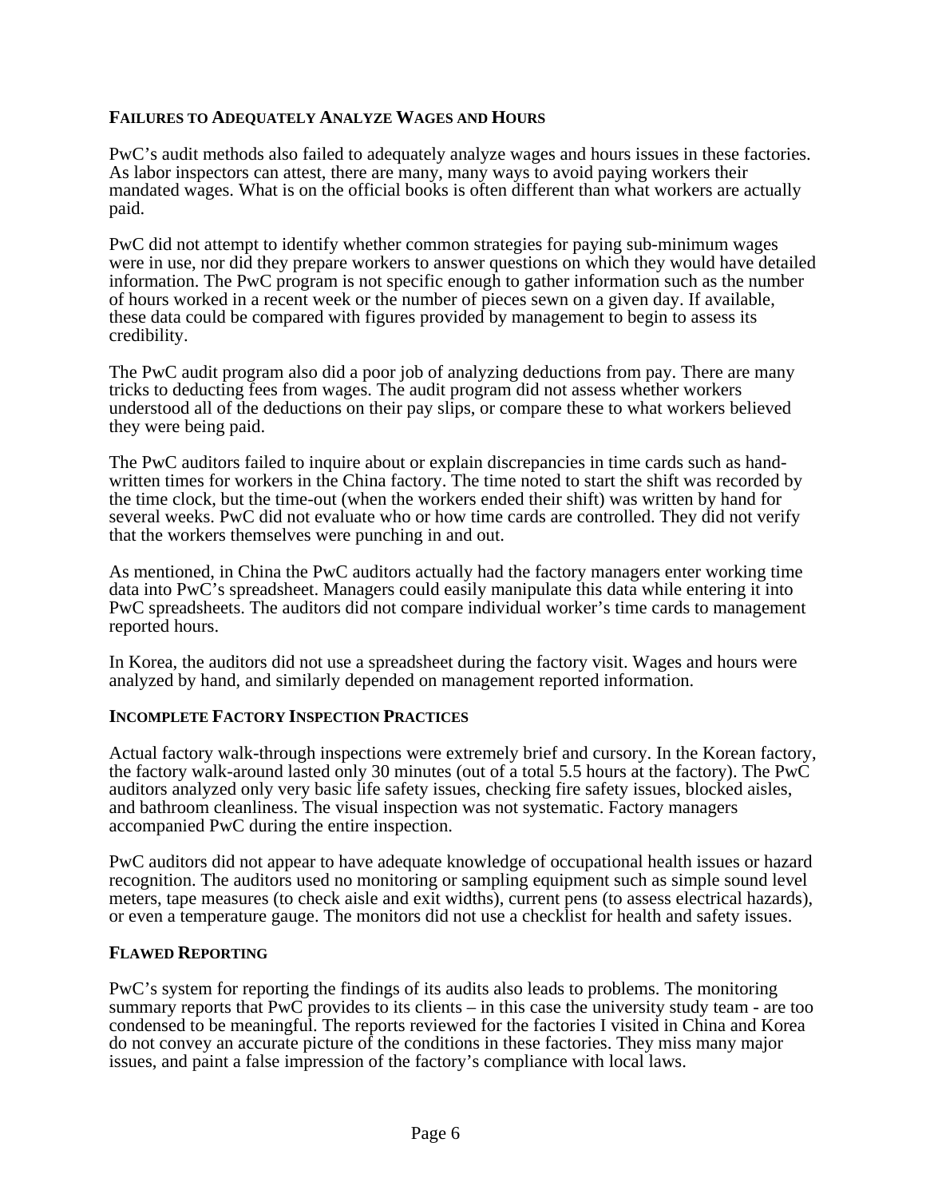## FAILURES TO ADEQUATELY ANALYZE WAGES AND HOURS

PwC's audit methods also failed to adequately analyze wages and hours issues in these factories. As labor inspectors can attest, there are many, many ways to avoid paying workers their mandated wages. What is on the official books is often different than what workers are actually paid.

PwC did not attempt to identify whether common strategies for paying sub-minimum wages were in use, nor did they prepare workers to answer questions on which they would have detailed information. The PwC program is not specific enough to gather information such as the number of hours worked in a recent week or the number of pieces sewn on a given day. If available, these data could be compared with figures provided by management to begin to assess its credibility.

The PwC audit program also did a poor job of analyzing deductions from pay. There are many tricks to deducting fees from wages. The audit program did not assess whether workers understood all of the deductions on their pay slips, or compare these to what workers believed they were being paid.

The PwC auditors failed to inquire about or explain discrepancies in time cards such as hand-written times for workers in the China factory. The time noted to start the shift was recorded by the time clock, but the time-out (when the workers ended their shift) was written by hand for several weeks. PwC did not evaluate who or how time cards are controlled. They did not verify that the workers themselves were punching in and out.

As mentioned, in China the PwC auditors actually had the factory managers enter working time data into PwC's spreadsheet. Managers could easily manipulate this data while entering it into PwC spreadsheets. The auditors did not compare individual worker's time cards to management reported hours.

In Korea, the auditors did not use a spreadsheet during the factory visit. Wages and hours were analyzed by hand, and similarly depended on management reported information.

## INCOMPLETE FACTORY INSPECTION PRACTICES

Actual factory walk-through inspections were extremely brief and cursory. In the Korean factory, the factory walk-around lasted only 30 minutes (out of a total 5.5 hours at the factory). The PwC auditors analyzed only very basic life safety issues, checking fire safety issues, blocked aisles, and bathroom cleanliness. The visual inspection was not systematic. Factory managers accompanied PwC during the entire inspection.

PwC auditors did not appear to have adequate knowledge of occupational health issues or hazard recognition. The auditors used no monitoring or sampling equipment such as simple sound level meters, tape measures (to check aisle and exit widths), current pens (to assess electrical hazards), or even a temperature gauge. The monitors did not use a checklist for health and safety issues.

## FLAWED REPORTING

PwC's system for reporting the findings of its audits also leads to problems. The monitoring summary reports that PwC provides to its clients – in this case the university study team - are too condensed to be meaningful. The reports reviewed for the factories I visited in China and Korea do not convey an accurate picture of the conditions in these factories. They miss many major issues, and paint a false impression of the factory's compliance with local laws.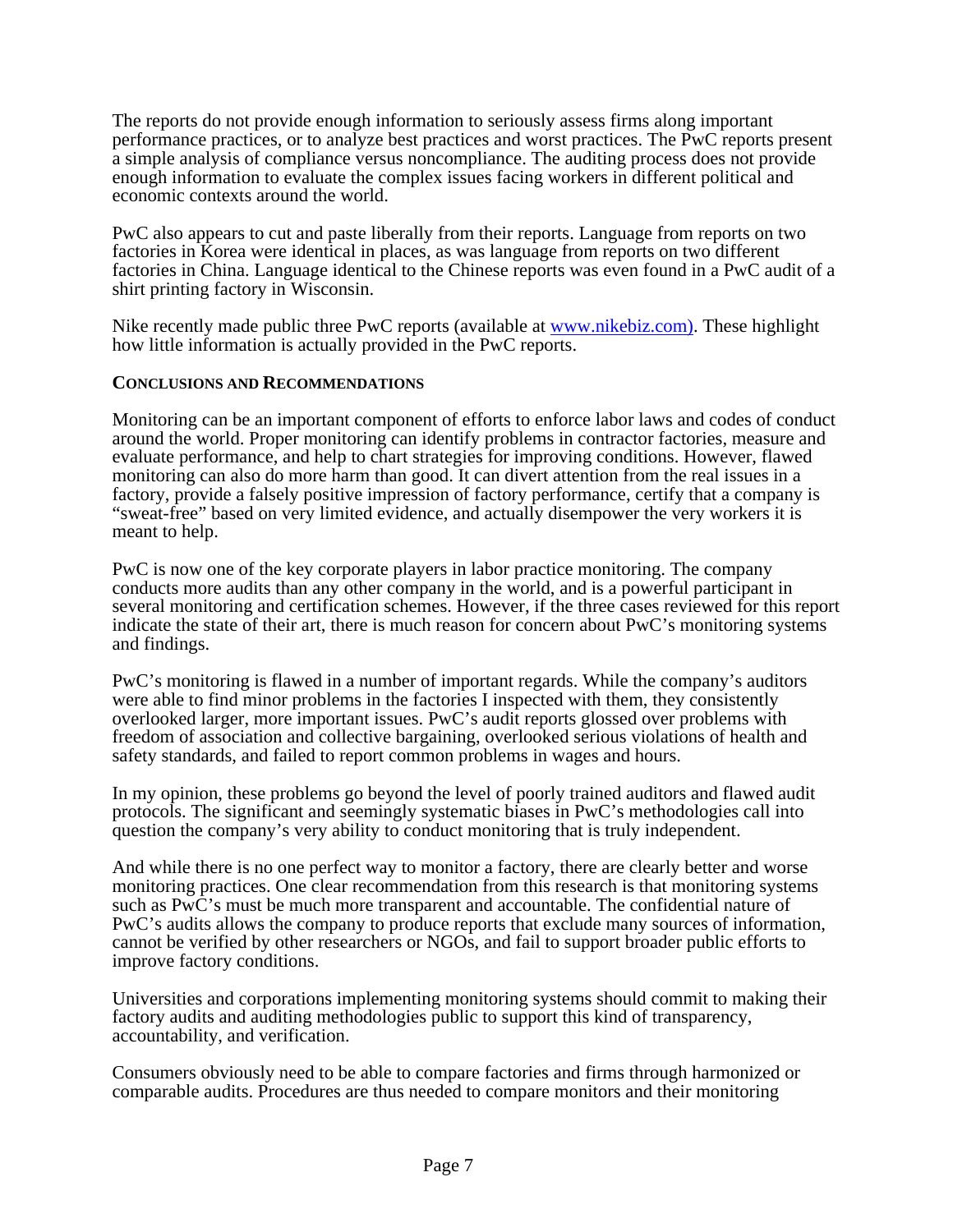The reports do not provide enough information to seriously assess firms along important performance practices, or to analyze best practices and worst practices. The PwC reports present a simple analysis of compliance versus noncompliance. The auditing process does not provide enough information to evaluate the complex issues facing workers in different political and economic contexts around the world.

PwC also appears to cut and paste liberally from their reports. Language from reports on two factories in Korea were identical in places, as was language from reports on two different factories in China. Language identical to the Chinese reports was even found in a PwC audit of a shirt printing factory in Wisconsin.

Nike recently made public three PwC reports (available at www.nikebiz.com). These highlight how little information is actually provided in the PwC reports.

## CONCLUSIONS AND RECOMMENDATIONS

Monitoring can be an important component of efforts to enforce labor laws and codes of conduct around the world. Proper monitoring can identify problems in contractor factories, measure and evaluate performance, and help to chart strategies for improving conditions. However, flawed monitoring can also do more harm than good. It can divert attention from the real issues in a factory, provide a falsely positive impression of factory performance, certify that a company is "sweat-free" based on very limited evidence, and actually disempower the very workers it is meant to help.

PwC is now one of the key corporate players in labor practice monitoring. The company conducts more audits than any other company in the world, and is a powerful participant in several monitoring and certification schemes. However, if the three cases reviewed for this report indicate the state of their art, there is much reason for concern about PwC's monitoring systems and findings.

PwC's monitoring is flawed in a number of important regards. While the company's auditors were able to find minor problems in the factories I inspected with them, they consistently overlooked larger, more important issues. PwC's audit reports glossed over problems with freedom of association and collective bargaining, overlooked serious violations of health and safety standards, and failed to report common problems in wages and hours.

In my opinion, these problems go beyond the level of poorly trained auditors and flawed audit protocols. The significant and seemingly systematic biases in PwC's methodologies call into question the company's very ability to conduct monitoring that is truly independent.

And while there is no one perfect way to monitor a factory, there are clearly better and worse monitoring practices. One clear recommendation from this research is that monitoring systems such as PwC's must be much more transparent and accountable. The confidential nature of PwC's audits allows the company to produce reports that exclude many sources of information, cannot be verified by other researchers or NGOs, and fail to support broader public efforts to improve factory conditions.

Universities and corporations implementing monitoring systems should commit to making their factory audits and auditing methodologies public to support this kind of transparency, accountability, and verification.

Consumers obviously need to be able to compare factories and firms through harmonized or comparable audits. Procedures are thus needed to compare monitors and their monitoring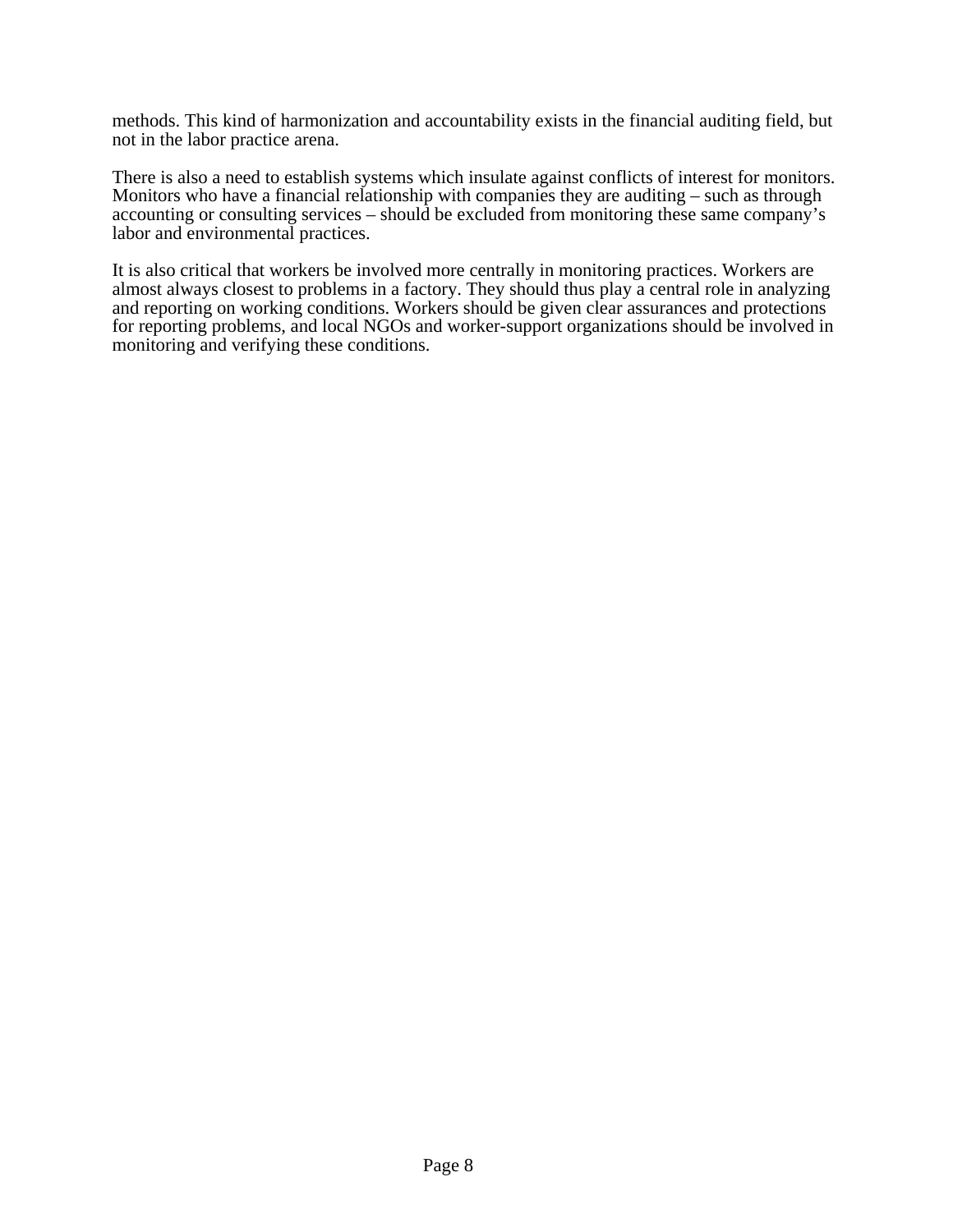methods. This kind of harmonization and accountability exists in the financial auditing field, but not in the labor practice arena.

There is also a need to establish systems which insulate against conflicts of interest for monitors. Monitors who have a financial relationship with companies they are auditing – such as through accounting or consulting services – should be excluded from monitoring these same company's labor and environmental practices.

It is also critical that workers be involved more centrally in monitoring practices. Workers are almost always closest to problems in a factory. They should thus play a central role in analyzing and reporting on working conditions. Workers should be given clear assurances and protections for reporting problems, and local NGOs and worker-support organizations should be involved in monitoring and verifying these conditions.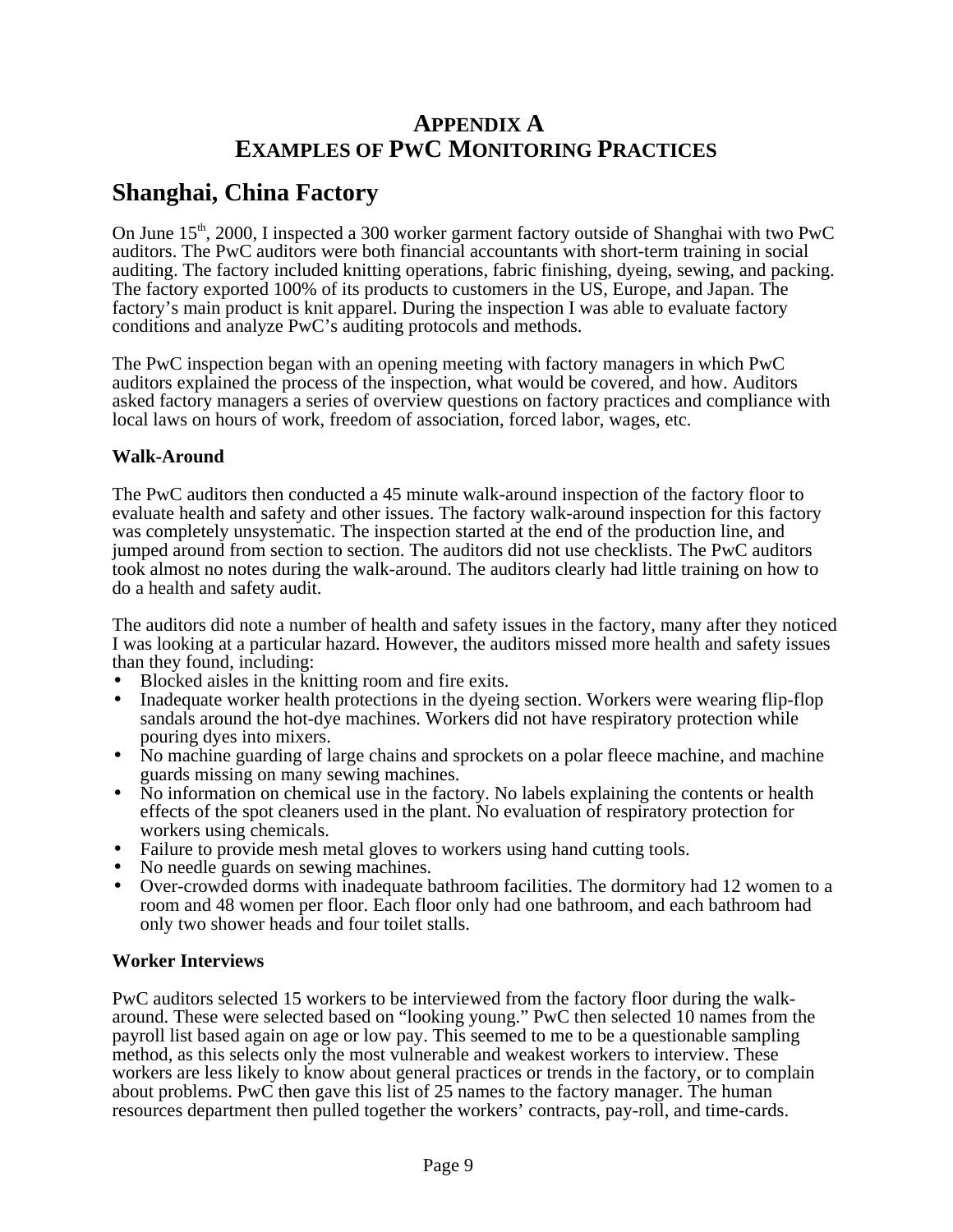# APPENDIX A
# EXAMPLES OF PwC MONITORING PRACTICES

## Shanghai, China Factory

On June 15th, 2000, I inspected a 300 worker garment factory outside of Shanghai with two PwC auditors. The PwC auditors were both financial accountants with short-term training in social auditing. The factory included knitting operations, fabric finishing, dyeing, sewing, and packing. The factory exported 100% of its products to customers in the US, Europe, and Japan. The factory's main product is knit apparel. During the inspection I was able to evaluate factory conditions and analyze PwC's auditing protocols and methods.

The PwC inspection began with an opening meeting with factory managers in which PwC auditors explained the process of the inspection, what would be covered, and how. Auditors asked factory managers a series of overview questions on factory practices and compliance with local laws on hours of work, freedom of association, forced labor, wages, etc.

**Walk-Around**

The PwC auditors then conducted a 45 minute walk-around inspection of the factory floor to evaluate health and safety and other issues. The factory walk-around inspection for this factory was completely unsystematic. The inspection started at the end of the production line, and jumped around from section to section. The auditors did not use checklists. The PwC auditors took almost no notes during the walk-around. The auditors clearly had little training on how to do a health and safety audit.

The auditors did note a number of health and safety issues in the factory, many after they noticed I was looking at a particular hazard. However, the auditors missed more health and safety issues than they found, including:

- Blocked aisles in the knitting room and fire exits.
- Inadequate worker health protections in the dyeing section. Workers were wearing flip-flop sandals around the hot-dye machines. Workers did not have respiratory protection while pouring dyes into mixers.
- No machine guarding of large chains and sprockets on a polar fleece machine, and machine guards missing on many sewing machines.
- No information on chemical use in the factory. No labels explaining the contents or health effects of the spot cleaners used in the plant. No evaluation of respiratory protection for workers using chemicals.
- Failure to provide mesh metal gloves to workers using hand cutting tools.
- No needle guards on sewing machines.
- Over-crowded dorms with inadequate bathroom facilities. The dormitory had 12 women to a room and 48 women per floor. Each floor only had one bathroom, and each bathroom had only two shower heads and four toilet stalls.

**Worker Interviews**

PwC auditors selected 15 workers to be interviewed from the factory floor during the walk-around. These were selected based on "looking young." PwC then selected 10 names from the payroll list based again on age or low pay. This seemed to me to be a questionable sampling method, as this selects only the most vulnerable and weakest workers to interview. These workers are less likely to know about general practices or trends in the factory, or to complain about problems. PwC then gave this list of 25 names to the factory manager. The human resources department then pulled together the workers' contracts, pay-roll, and time-cards.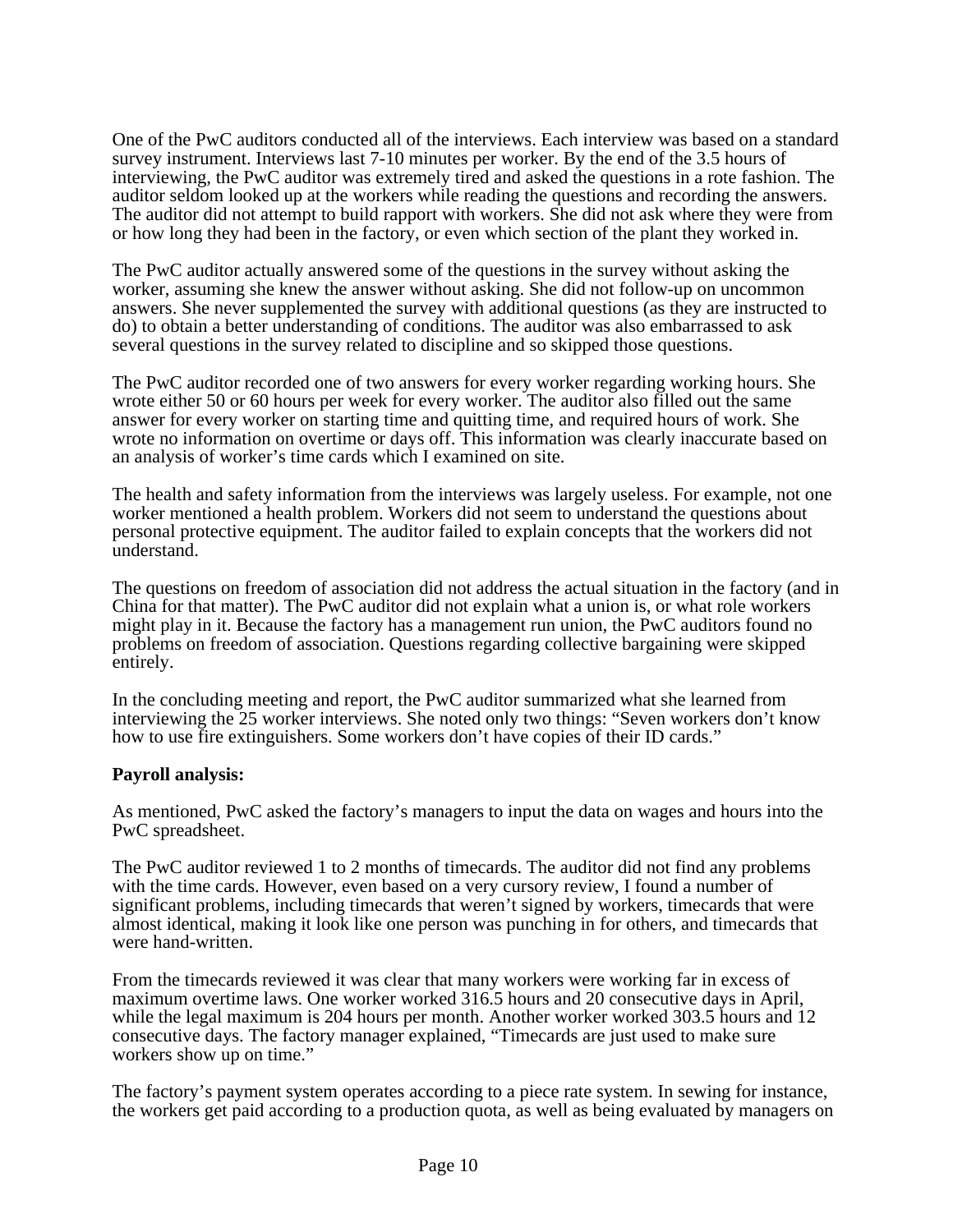One of the PwC auditors conducted all of the interviews. Each interview was based on a standard survey instrument. Interviews last 7-10 minutes per worker. By the end of the 3.5 hours of interviewing, the PwC auditor was extremely tired and asked the questions in a rote fashion. The auditor seldom looked up at the workers while reading the questions and recording the answers. The auditor did not attempt to build rapport with workers. She did not ask where they were from or how long they had been in the factory, or even which section of the plant they worked in.

The PwC auditor actually answered some of the questions in the survey without asking the worker, assuming she knew the answer without asking. She did not follow-up on uncommon answers. She never supplemented the survey with additional questions (as they are instructed to do) to obtain a better understanding of conditions. The auditor was also embarrassed to ask several questions in the survey related to discipline and so skipped those questions.

The PwC auditor recorded one of two answers for every worker regarding working hours. She wrote either 50 or 60 hours per week for every worker. The auditor also filled out the same answer for every worker on starting time and quitting time, and required hours of work. She wrote no information on overtime or days off. This information was clearly inaccurate based on an analysis of worker's time cards which I examined on site.

The health and safety information from the interviews was largely useless. For example, not one worker mentioned a health problem. Workers did not seem to understand the questions about personal protective equipment. The auditor failed to explain concepts that the workers did not understand.

The questions on freedom of association did not address the actual situation in the factory (and in China for that matter). The PwC auditor did not explain what a union is, or what role workers might play in it. Because the factory has a management run union, the PwC auditors found no problems on freedom of association. Questions regarding collective bargaining were skipped entirely.

In the concluding meeting and report, the PwC auditor summarized what she learned from interviewing the 25 worker interviews. She noted only two things: "Seven workers don't know how to use fire extinguishers. Some workers don't have copies of their ID cards."

**Payroll analysis:**

As mentioned, PwC asked the factory's managers to input the data on wages and hours into the PwC spreadsheet.

The PwC auditor reviewed 1 to 2 months of timecards. The auditor did not find any problems with the time cards. However, even based on a very cursory review, I found a number of significant problems, including timecards that weren't signed by workers, timecards that were almost identical, making it look like one person was punching in for others, and timecards that were hand-written.

From the timecards reviewed it was clear that many workers were working far in excess of maximum overtime laws. One worker worked 316.5 hours and 20 consecutive days in April, while the legal maximum is 204 hours per month. Another worker worked 303.5 hours and 12 consecutive days. The factory manager explained, "Timecards are just used to make sure workers show up on time."

The factory's payment system operates according to a piece rate system. In sewing for instance, the workers get paid according to a production quota, as well as being evaluated by managers on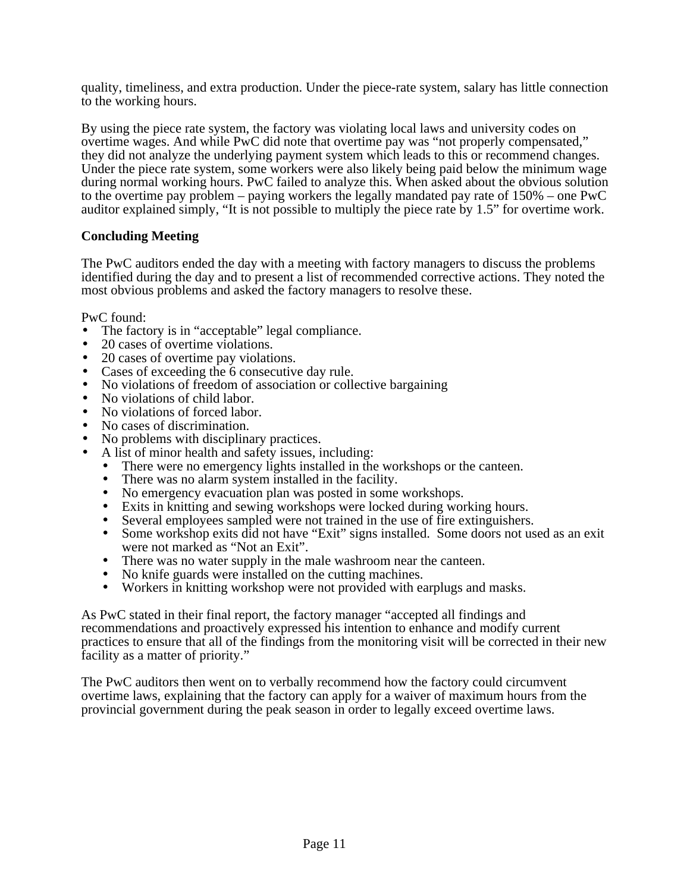quality, timeliness, and extra production. Under the piece-rate system, salary has little connection to the working hours.

By using the piece rate system, the factory was violating local laws and university codes on overtime wages. And while PwC did note that overtime pay was "not properly compensated," they did not analyze the underlying payment system which leads to this or recommend changes. Under the piece rate system, some workers were also likely being paid below the minimum wage during normal working hours. PwC failed to analyze this. When asked about the obvious solution to the overtime pay problem – paying workers the legally mandated pay rate of 150% – one PwC auditor explained simply, "It is not possible to multiply the piece rate by 1.5" for overtime work.

**Concluding Meeting**

The PwC auditors ended the day with a meeting with factory managers to discuss the problems identified during the day and to present a list of recommended corrective actions. They noted the most obvious problems and asked the factory managers to resolve these.

PwC found:

- The factory is in "acceptable" legal compliance.
- 20 cases of overtime violations.
- 20 cases of overtime pay violations.
- Cases of exceeding the 6 consecutive day rule.
- No violations of freedom of association or collective bargaining
- No violations of child labor.
- No violations of forced labor.
- No cases of discrimination.
- No problems with disciplinary practices.
- A list of minor health and safety issues, including:
  - There were no emergency lights installed in the workshops or the canteen.
  - There was no alarm system installed in the facility.
  - No emergency evacuation plan was posted in some workshops.
  - Exits in knitting and sewing workshops were locked during working hours.
  - Several employees sampled were not trained in the use of fire extinguishers.
  - Some workshop exits did not have "Exit" signs installed. Some doors not used as an exit were not marked as "Not an Exit".
  - There was no water supply in the male washroom near the canteen.
  - No knife guards were installed on the cutting machines.
  - Workers in knitting workshop were not provided with earplugs and masks.

As PwC stated in their final report, the factory manager "accepted all findings and recommendations and proactively expressed his intention to enhance and modify current practices to ensure that all of the findings from the monitoring visit will be corrected in their new facility as a matter of priority."

The PwC auditors then went on to verbally recommend how the factory could circumvent overtime laws, explaining that the factory can apply for a waiver of maximum hours from the provincial government during the peak season in order to legally exceed overtime laws.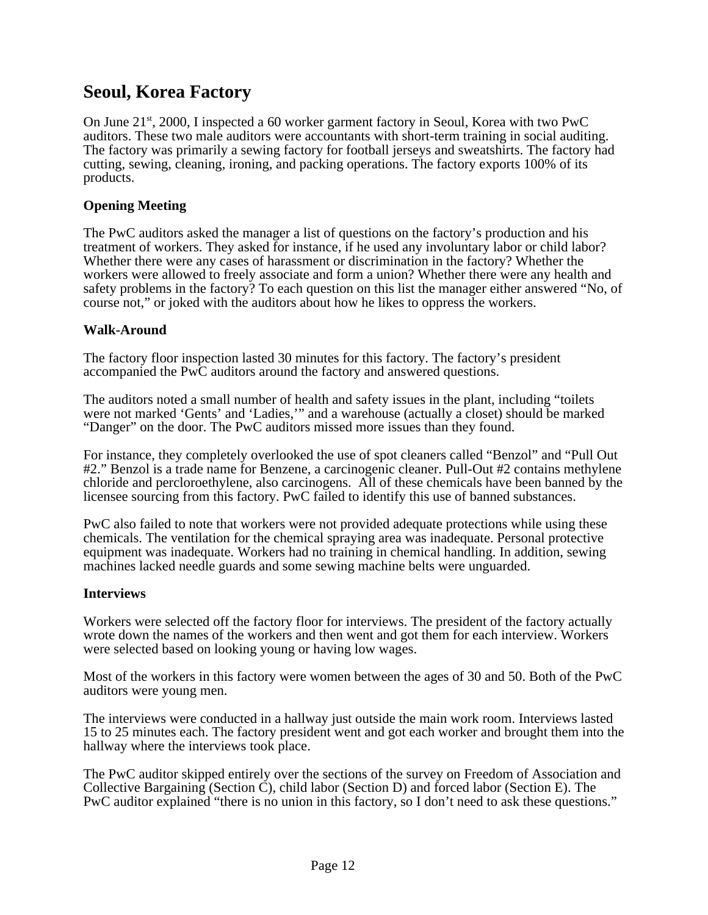## Seoul, Korea Factory

On June 21st, 2000, I inspected a 60 worker garment factory in Seoul, Korea with two PwC auditors. These two male auditors were accountants with short-term training in social auditing. The factory was primarily a sewing factory for football jerseys and sweatshirts. The factory had cutting, sewing, cleaning, ironing, and packing operations. The factory exports 100% of its products.

### Opening Meeting

The PwC auditors asked the manager a list of questions on the factory's production and his treatment of workers. They asked for instance, if he used any involuntary labor or child labor? Whether there were any cases of harassment or discrimination in the factory? Whether the workers were allowed to freely associate and form a union? Whether there were any health and safety problems in the factory? To each question on this list the manager either answered "No, of course not," or joked with the auditors about how he likes to oppress the workers.

### Walk-Around

The factory floor inspection lasted 30 minutes for this factory. The factory's president accompanied the PwC auditors around the factory and answered questions.

The auditors noted a small number of health and safety issues in the plant, including "toilets were not marked 'Gents' and 'Ladies,'" and a warehouse (actually a closet) should be marked "Danger" on the door. The PwC auditors missed more issues than they found.

For instance, they completely overlooked the use of spot cleaners called "Benzol" and "Pull Out #2." Benzol is a trade name for Benzene, a carcinogenic cleaner. Pull-Out #2 contains methylene chloride and percloroethylene, also carcinogens. All of these chemicals have been banned by the licensee sourcing from this factory. PwC failed to identify this use of banned substances.

PwC also failed to note that workers were not provided adequate protections while using these chemicals. The ventilation for the chemical spraying area was inadequate. Personal protective equipment was inadequate. Workers had no training in chemical handling. In addition, sewing machines lacked needle guards and some sewing machine belts were unguarded.

### Interviews

Workers were selected off the factory floor for interviews. The president of the factory actually wrote down the names of the workers and then went and got them for each interview. Workers were selected based on looking young or having low wages.

Most of the workers in this factory were women between the ages of 30 and 50. Both of the PwC auditors were young men.

The interviews were conducted in a hallway just outside the main work room. Interviews lasted 15 to 25 minutes each. The factory president went and got each worker and brought them into the hallway where the interviews took place.

The PwC auditor skipped entirely over the sections of the survey on Freedom of Association and Collective Bargaining (Section C), child labor (Section D) and forced labor (Section E). The PwC auditor explained "there is no union in this factory, so I don't need to ask these questions."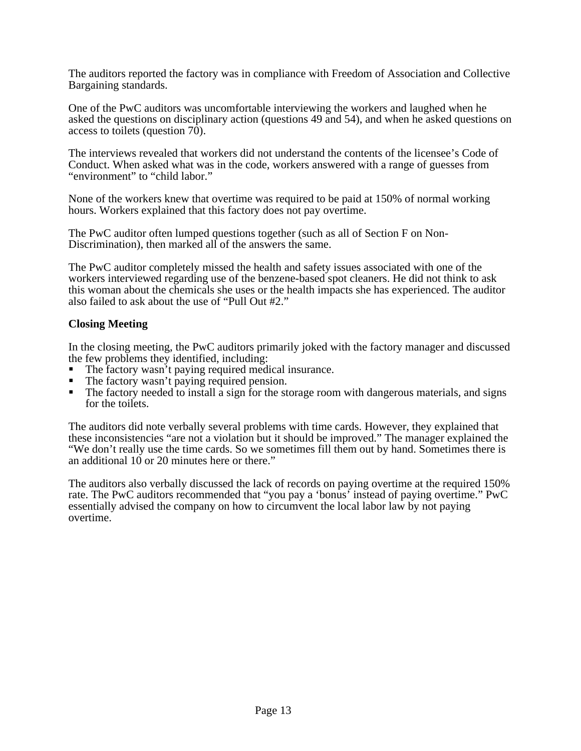The auditors reported the factory was in compliance with Freedom of Association and Collective Bargaining standards.

One of the PwC auditors was uncomfortable interviewing the workers and laughed when he asked the questions on disciplinary action (questions 49 and 54), and when he asked questions on access to toilets (question 70).

The interviews revealed that workers did not understand the contents of the licensee's Code of Conduct. When asked what was in the code, workers answered with a range of guesses from "environment" to "child labor."

None of the workers knew that overtime was required to be paid at 150% of normal working hours. Workers explained that this factory does not pay overtime.

The PwC auditor often lumped questions together (such as all of Section F on Non-Discrimination), then marked all of the answers the same.

The PwC auditor completely missed the health and safety issues associated with one of the workers interviewed regarding use of the benzene-based spot cleaners. He did not think to ask this woman about the chemicals she uses or the health impacts she has experienced. The auditor also failed to ask about the use of "Pull Out #2."

**Closing Meeting**

In the closing meeting, the PwC auditors primarily joked with the factory manager and discussed the few problems they identified, including:

- The factory wasn't paying required medical insurance.
- The factory wasn't paying required pension.
- The factory needed to install a sign for the storage room with dangerous materials, and signs for the toilets.

The auditors did note verbally several problems with time cards. However, they explained that these inconsistencies "are not a violation but it should be improved." The manager explained the "We don't really use the time cards. So we sometimes fill them out by hand. Sometimes there is an additional 10 or 20 minutes here or there."

The auditors also verbally discussed the lack of records on paying overtime at the required 150% rate. The PwC auditors recommended that "you pay a 'bonus' instead of paying overtime." PwC essentially advised the company on how to circumvent the local labor law by not paying overtime.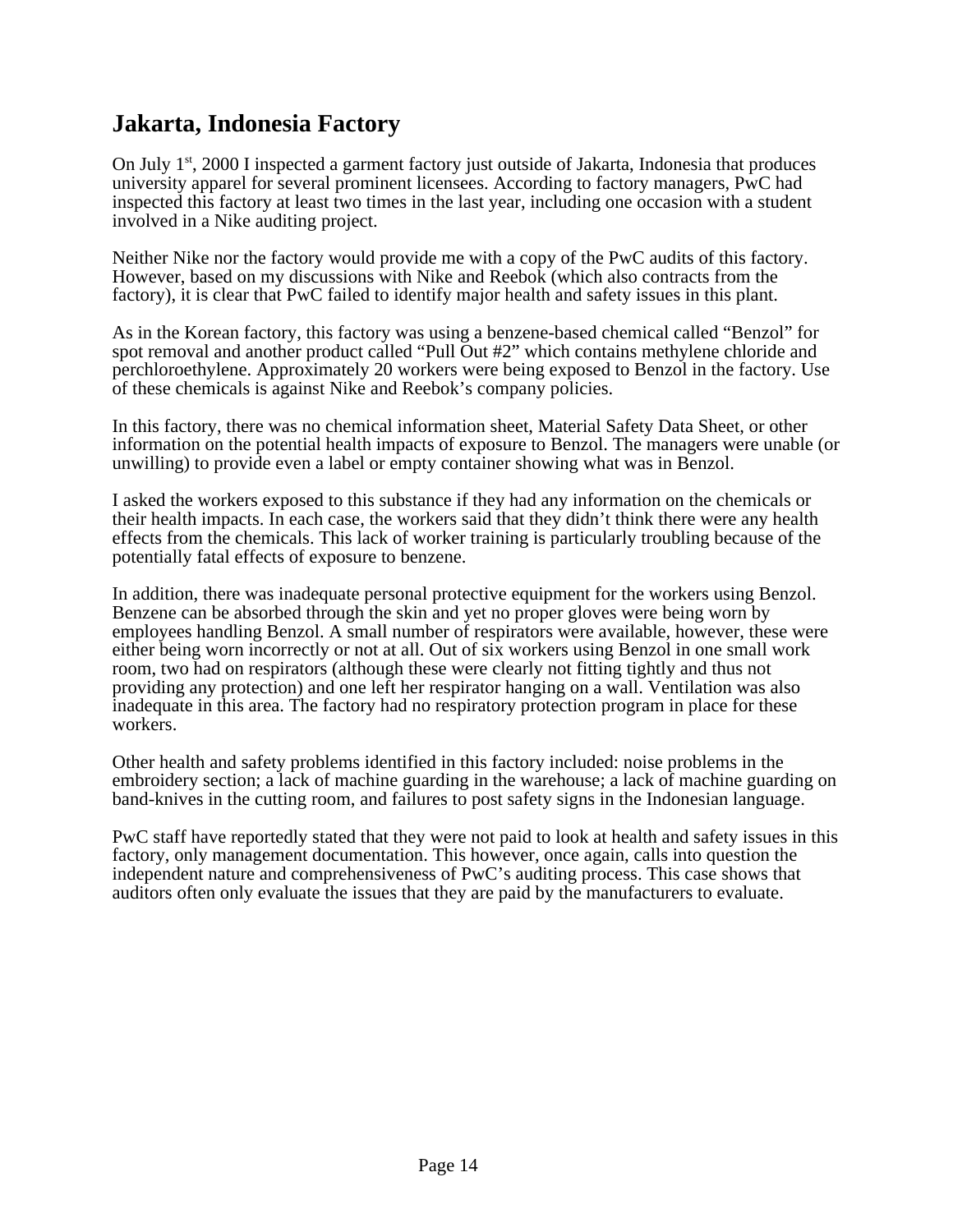## Jakarta, Indonesia Factory

On July 1st, 2000 I inspected a garment factory just outside of Jakarta, Indonesia that produces university apparel for several prominent licensees. According to factory managers, PwC had inspected this factory at least two times in the last year, including one occasion with a student involved in a Nike auditing project.

Neither Nike nor the factory would provide me with a copy of the PwC audits of this factory. However, based on my discussions with Nike and Reebok (which also contracts from the factory), it is clear that PwC failed to identify major health and safety issues in this plant.

As in the Korean factory, this factory was using a benzene-based chemical called "Benzol" for spot removal and another product called "Pull Out #2" which contains methylene chloride and perchloroethylene. Approximately 20 workers were being exposed to Benzol in the factory. Use of these chemicals is against Nike and Reebok's company policies.

In this factory, there was no chemical information sheet, Material Safety Data Sheet, or other information on the potential health impacts of exposure to Benzol. The managers were unable (or unwilling) to provide even a label or empty container showing what was in Benzol.

I asked the workers exposed to this substance if they had any information on the chemicals or their health impacts. In each case, the workers said that they didn't think there were any health effects from the chemicals. This lack of worker training is particularly troubling because of the potentially fatal effects of exposure to benzene.

In addition, there was inadequate personal protective equipment for the workers using Benzol. Benzene can be absorbed through the skin and yet no proper gloves were being worn by employees handling Benzol. A small number of respirators were available, however, these were either being worn incorrectly or not at all. Out of six workers using Benzol in one small work room, two had on respirators (although these were clearly not fitting tightly and thus not providing any protection) and one left her respirator hanging on a wall. Ventilation was also inadequate in this area. The factory had no respiratory protection program in place for these workers.

Other health and safety problems identified in this factory included: noise problems in the embroidery section; a lack of machine guarding in the warehouse; a lack of machine guarding on band-knives in the cutting room, and failures to post safety signs in the Indonesian language.

PwC staff have reportedly stated that they were not paid to look at health and safety issues in this factory, only management documentation. This however, once again, calls into question the independent nature and comprehensiveness of PwC's auditing process. This case shows that auditors often only evaluate the issues that they are paid by the manufacturers to evaluate.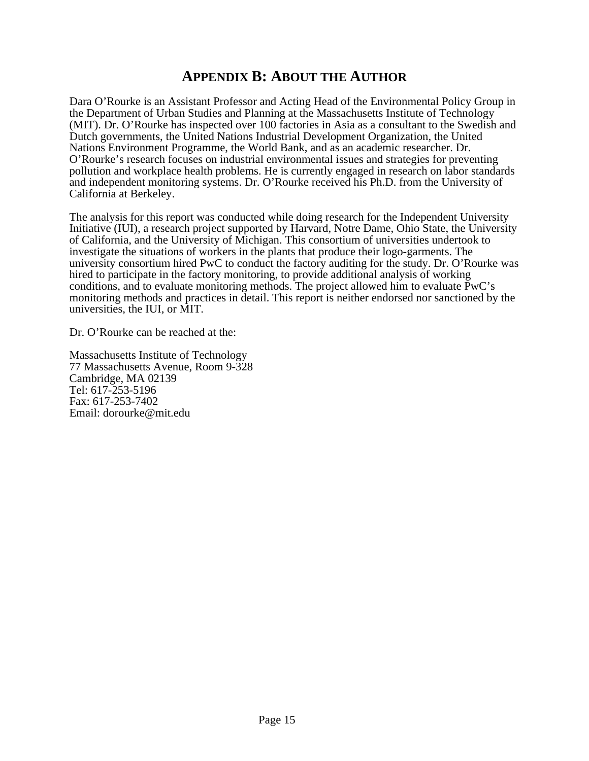# Appendix B: About the Author

Dara O'Rourke is an Assistant Professor and Acting Head of the Environmental Policy Group in the Department of Urban Studies and Planning at the Massachusetts Institute of Technology (MIT). Dr. O'Rourke has inspected over 100 factories in Asia as a consultant to the Swedish and Dutch governments, the United Nations Industrial Development Organization, the United Nations Environment Programme, the World Bank, and as an academic researcher. Dr. O'Rourke's research focuses on industrial environmental issues and strategies for preventing pollution and workplace health problems. He is currently engaged in research on labor standards and independent monitoring systems. Dr. O'Rourke received his Ph.D. from the University of California at Berkeley.

The analysis for this report was conducted while doing research for the Independent University Initiative (IUI), a research project supported by Harvard, Notre Dame, Ohio State, the University of California, and the University of Michigan. This consortium of universities undertook to investigate the situations of workers in the plants that produce their logo-garments. The university consortium hired PwC to conduct the factory auditing for the study. Dr. O'Rourke was hired to participate in the factory monitoring, to provide additional analysis of working conditions, and to evaluate monitoring methods. The project allowed him to evaluate PwC's monitoring methods and practices in detail. This report is neither endorsed nor sanctioned by the universities, the IUI, or MIT.

Dr. O'Rourke can be reached at the:

Massachusetts Institute of Technology  
77 Massachusetts Avenue, Room 9-328  
Cambridge, MA 02139  
Tel: 617-253-5196  
Fax: 617-253-7402  
Email: dorourke@mit.edu